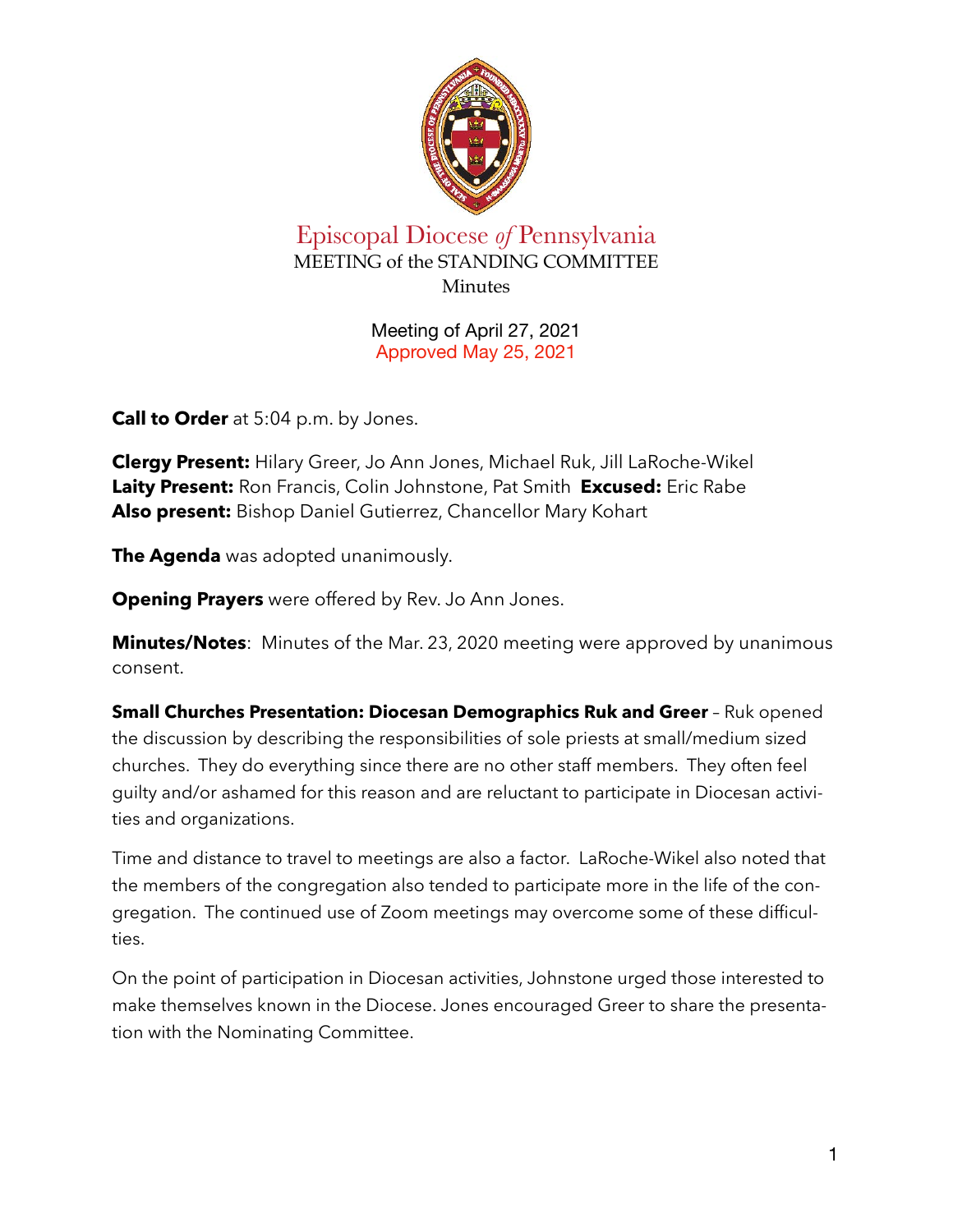# Episcopal Diocese *of* Pennsylvania

MEETING of the STANDING COMMITTEE

Minutes

Meeting of April 27, 2021

Approved May 25, 2021

**Call to Order** at 5:04 p.m. by Jones.

**Clergy Present:** Hilary Greer, Jo Ann Jones, Michael Ruk, Jill LaRoche-Wikel
**Laity Present:** Ron Francis, Colin Johnstone, Pat Smith **Excused:** Eric Rabe
**Also present:** Bishop Daniel Gutierrez, Chancellor Mary Kohart

**The Agenda** was adopted unanimously.

**Opening Prayers** were offered by Rev. Jo Ann Jones.

**Minutes/Notes**: Minutes of the Mar. 23, 2020 meeting were approved by unanimous consent.

**Small Churches Presentation: Diocesan Demographics Ruk and Greer** – Ruk opened the discussion by describing the responsibilities of sole priests at small/medium sized churches. They do everything since there are no other staff members. They often feel guilty and/or ashamed for this reason and are reluctant to participate in Diocesan activities and organizations.

Time and distance to travel to meetings are also a factor. LaRoche-Wikel also noted that the members of the congregation also tended to participate more in the life of the congregation. The continued use of Zoom meetings may overcome some of these difficulties.

On the point of participation in Diocesan activities, Johnstone urged those interested to make themselves known in the Diocese. Jones encouraged Greer to share the presentation with the Nominating Committee.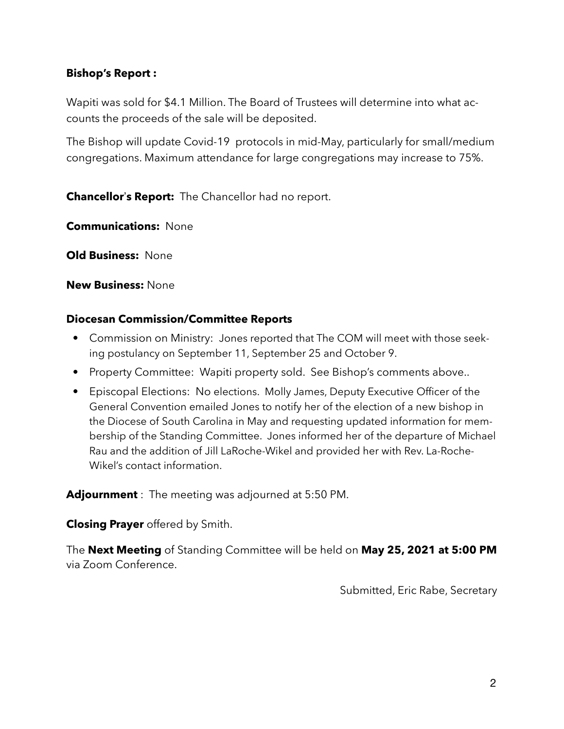**Bishop's Report :**

Wapiti was sold for $4.1 Million. The Board of Trustees will determine into what accounts the proceeds of the sale will be deposited.

The Bishop will update Covid-19 protocols in mid-May, particularly for small/medium congregations. Maximum attendance for large congregations may increase to 75%.

**Chancellor's Report:** The Chancellor had no report.

**Communications:** None

**Old Business:** None

**New Business:** None

**Diocesan Commission/Committee Reports**

- Commission on Ministry: Jones reported that The COM will meet with those seeking postulancy on September 11, September 25 and October 9.
- Property Committee: Wapiti property sold. See Bishop's comments above..
- Episcopal Elections: No elections. Molly James, Deputy Executive Officer of the General Convention emailed Jones to notify her of the election of a new bishop in the Diocese of South Carolina in May and requesting updated information for membership of the Standing Committee. Jones informed her of the departure of Michael Rau and the addition of Jill LaRoche-Wikel and provided her with Rev. La-Roche-Wikel's contact information.

**Adjournment** : The meeting was adjourned at 5:50 PM.

**Closing Prayer** offered by Smith.

The **Next Meeting** of Standing Committee will be held on **May 25, 2021 at 5:00 PM** via Zoom Conference.

Submitted, Eric Rabe, Secretary